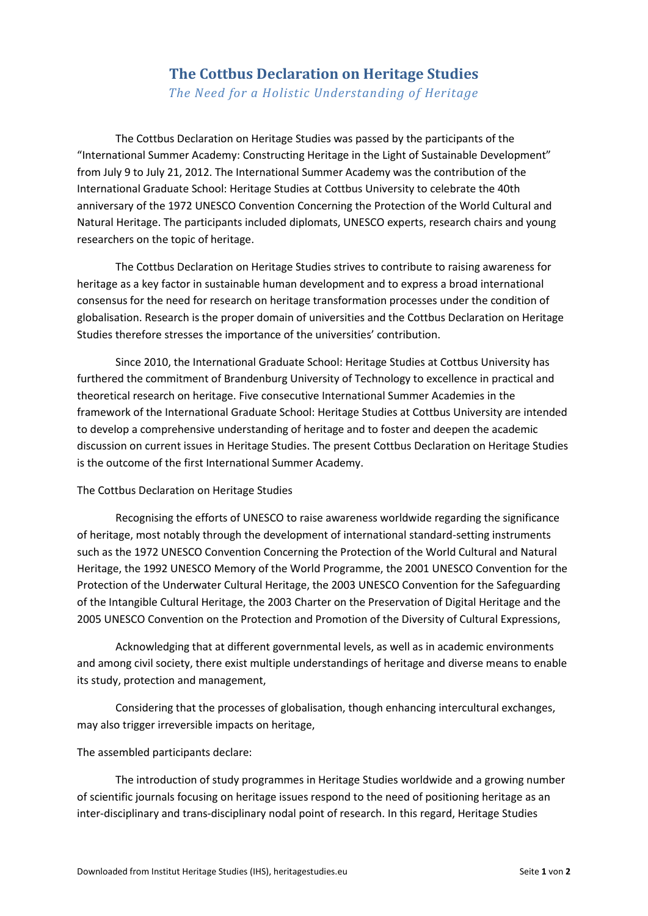# The Cottbus Declaration on Heritage Studies

*The Need for a Holistic Understanding of Heritage*

The Cottbus Declaration on Heritage Studies was passed by the participants of the "International Summer Academy: Constructing Heritage in the Light of Sustainable Development" from July 9 to July 21, 2012. The International Summer Academy was the contribution of the International Graduate School: Heritage Studies at Cottbus University to celebrate the 40th anniversary of the 1972 UNESCO Convention Concerning the Protection of the World Cultural and Natural Heritage. The participants included diplomats, UNESCO experts, research chairs and young researchers on the topic of heritage.

The Cottbus Declaration on Heritage Studies strives to contribute to raising awareness for heritage as a key factor in sustainable human development and to express a broad international consensus for the need for research on heritage transformation processes under the condition of globalisation. Research is the proper domain of universities and the Cottbus Declaration on Heritage Studies therefore stresses the importance of the universities' contribution.

Since 2010, the International Graduate School: Heritage Studies at Cottbus University has furthered the commitment of Brandenburg University of Technology to excellence in practical and theoretical research on heritage. Five consecutive International Summer Academies in the framework of the International Graduate School: Heritage Studies at Cottbus University are intended to develop a comprehensive understanding of heritage and to foster and deepen the academic discussion on current issues in Heritage Studies. The present Cottbus Declaration on Heritage Studies is the outcome of the first International Summer Academy.

The Cottbus Declaration on Heritage Studies

Recognising the efforts of UNESCO to raise awareness worldwide regarding the significance of heritage, most notably through the development of international standard-setting instruments such as the 1972 UNESCO Convention Concerning the Protection of the World Cultural and Natural Heritage, the 1992 UNESCO Memory of the World Programme, the 2001 UNESCO Convention for the Protection of the Underwater Cultural Heritage, the 2003 UNESCO Convention for the Safeguarding of the Intangible Cultural Heritage, the 2003 Charter on the Preservation of Digital Heritage and the 2005 UNESCO Convention on the Protection and Promotion of the Diversity of Cultural Expressions,

Acknowledging that at different governmental levels, as well as in academic environments and among civil society, there exist multiple understandings of heritage and diverse means to enable its study, protection and management,

Considering that the processes of globalisation, though enhancing intercultural exchanges, may also trigger irreversible impacts on heritage,

The assembled participants declare:

The introduction of study programmes in Heritage Studies worldwide and a growing number of scientific journals focusing on heritage issues respond to the need of positioning heritage as an inter-disciplinary and trans-disciplinary nodal point of research. In this regard, Heritage Studies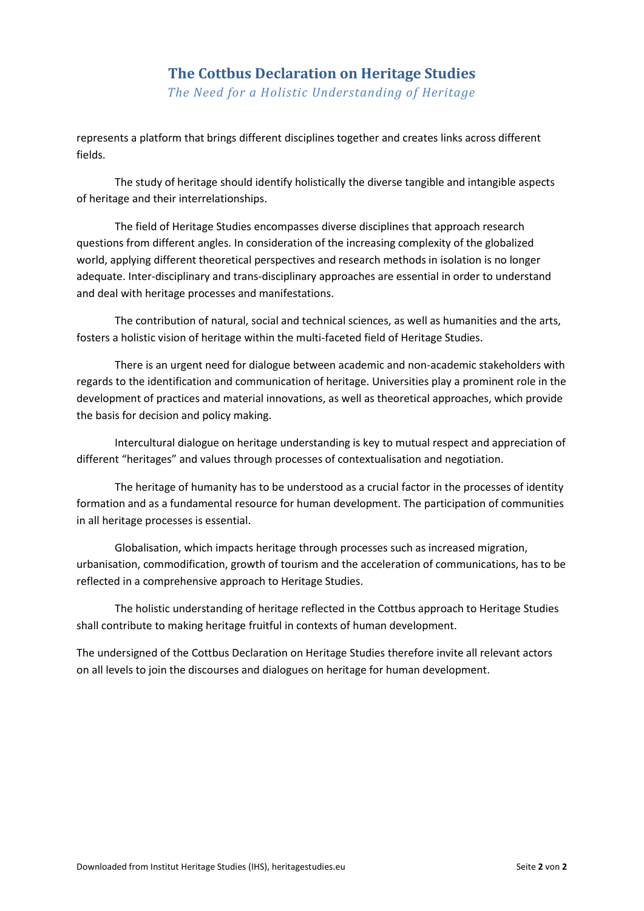represents a platform that brings different disciplines together and creates links across different fields.

The study of heritage should identify holistically the diverse tangible and intangible aspects of heritage and their interrelationships.

The field of Heritage Studies encompasses diverse disciplines that approach research questions from different angles. In consideration of the increasing complexity of the globalized world, applying different theoretical perspectives and research methods in isolation is no longer adequate. Inter-disciplinary and trans-disciplinary approaches are essential in order to understand and deal with heritage processes and manifestations.

The contribution of natural, social and technical sciences, as well as humanities and the arts, fosters a holistic vision of heritage within the multi-faceted field of Heritage Studies.

There is an urgent need for dialogue between academic and non-academic stakeholders with regards to the identification and communication of heritage. Universities play a prominent role in the development of practices and material innovations, as well as theoretical approaches, which provide the basis for decision and policy making.

Intercultural dialogue on heritage understanding is key to mutual respect and appreciation of different "heritages" and values through processes of contextualisation and negotiation.

The heritage of humanity has to be understood as a crucial factor in the processes of identity formation and as a fundamental resource for human development. The participation of communities in all heritage processes is essential.

Globalisation, which impacts heritage through processes such as increased migration, urbanisation, commodification, growth of tourism and the acceleration of communications, has to be reflected in a comprehensive approach to Heritage Studies.

The holistic understanding of heritage reflected in the Cottbus approach to Heritage Studies shall contribute to making heritage fruitful in contexts of human development.

The undersigned of the Cottbus Declaration on Heritage Studies therefore invite all relevant actors on all levels to join the discourses and dialogues on heritage for human development.

Downloaded from Institut Heritage Studies (IHS), heritagestudies.eu